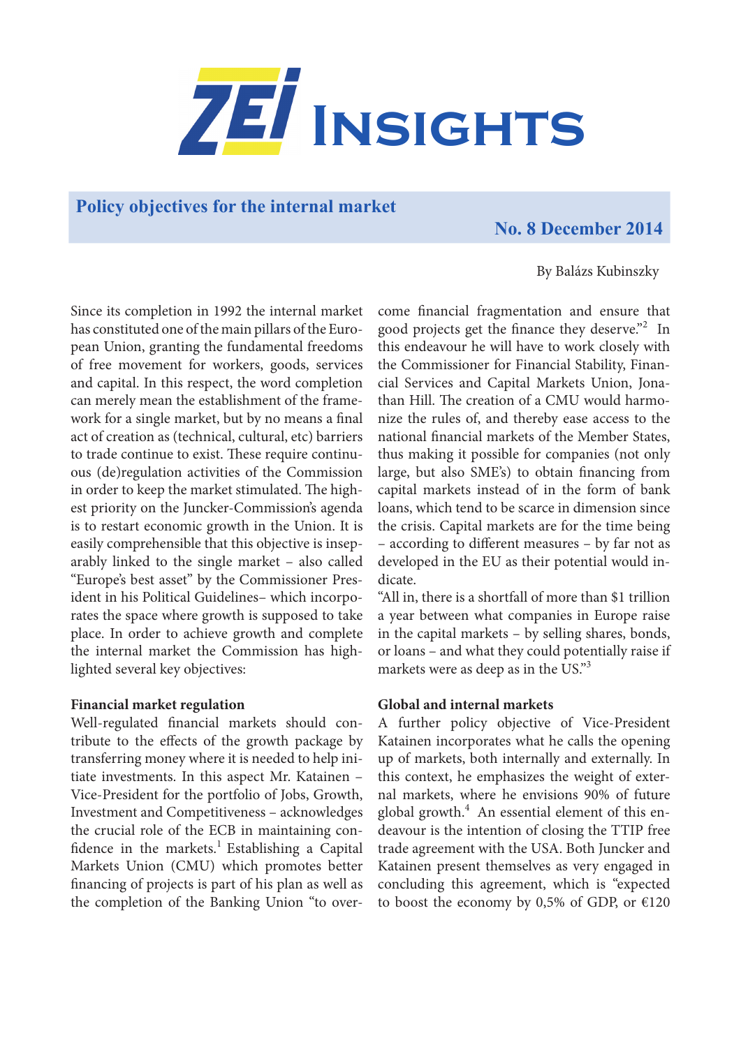# ZEI Insights

## Policy objectives for the internal market

**No. 8 December 2014**

By Balázs Kubinszky

Since its completion in 1992 the internal market has constituted one of the main pillars of the European Union, granting the fundamental freedoms of free movement for workers, goods, services and capital. In this respect, the word completion can merely mean the establishment of the framework for a single market, but by no means a final act of creation as (technical, cultural, etc) barriers to trade continue to exist. These require continuous (de)regulation activities of the Commission in order to keep the market stimulated. The highest priority on the Juncker-Commission's agenda is to restart economic growth in the Union. It is easily comprehensible that this objective is inseparably linked to the single market – also called "Europe's best asset" by the Commissioner President in his Political Guidelines– which incorporates the space where growth is supposed to take place. In order to achieve growth and complete the internal market the Commission has highlighted several key objectives:

### Financial market regulation

Well-regulated financial markets should contribute to the effects of the growth package by transferring money where it is needed to help initiate investments. In this aspect Mr. Katainen – Vice-President for the portfolio of Jobs, Growth, Investment and Competitiveness – acknowledges the crucial role of the ECB in maintaining confidence in the markets.[1] Establishing a Capital Markets Union (CMU) which promotes better financing of projects is part of his plan as well as the completion of the Banking Union "to overcome financial fragmentation and ensure that good projects get the finance they deserve."[2] In this endeavour he will have to work closely with the Commissioner for Financial Stability, Financial Services and Capital Markets Union, Jonathan Hill. The creation of a CMU would harmonize the rules of, and thereby ease access to the national financial markets of the Member States, thus making it possible for companies (not only large, but also SME's) to obtain financing from capital markets instead of in the form of bank loans, which tend to be scarce in dimension since the crisis. Capital markets are for the time being – according to different measures – by far not as developed in the EU as their potential would indicate.

"All in, there is a shortfall of more than $1 trillion a year between what companies in Europe raise in the capital markets – by selling shares, bonds, or loans – and what they could potentially raise if markets were as deep as in the US."[3]

### Global and internal markets

A further policy objective of Vice-President Katainen incorporates what he calls the opening up of markets, both internally and externally. In this context, he emphasizes the weight of external markets, where he envisions 90% of future global growth.[4] An essential element of this endeavour is the intention of closing the TTIP free trade agreement with the USA. Both Juncker and Katainen present themselves as very engaged in concluding this agreement, which is "expected to boost the economy by 0,5% of GDP, or €120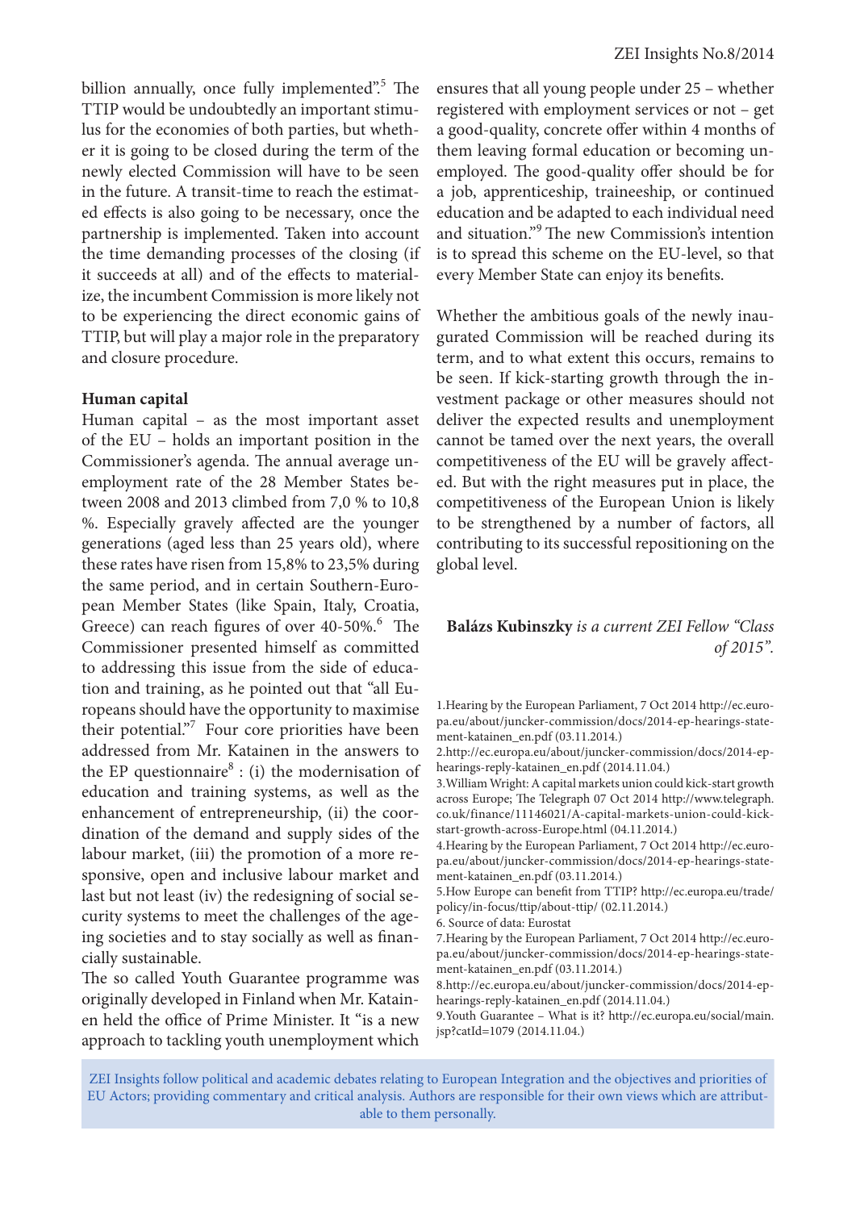billion annually, once fully implemented".[5] The TTIP would be undoubtedly an important stimulus for the economies of both parties, but whether it is going to be closed during the term of the newly elected Commission will have to be seen in the future. A transit-time to reach the estimated effects is also going to be necessary, once the partnership is implemented. Taken into account the time demanding processes of the closing (if it succeeds at all) and of the effects to materialize, the incumbent Commission is more likely not to be experiencing the direct economic gains of TTIP, but will play a major role in the preparatory and closure procedure.

**Human capital**

Human capital – as the most important asset of the EU – holds an important position in the Commissioner's agenda. The annual average unemployment rate of the 28 Member States between 2008 and 2013 climbed from 7,0 % to 10,8 %. Especially gravely affected are the younger generations (aged less than 25 years old), where these rates have risen from 15,8% to 23,5% during the same period, and in certain Southern-European Member States (like Spain, Italy, Croatia, Greece) can reach figures of over 40-50%.[6] The Commissioner presented himself as committed to addressing this issue from the side of education and training, as he pointed out that "all Europeans should have the opportunity to maximise their potential."[7] Four core priorities have been addressed from Mr. Katainen in the answers to the EP questionnaire[8] : (i) the modernisation of education and training systems, as well as the enhancement of entrepreneurship, (ii) the coordination of the demand and supply sides of the labour market, (iii) the promotion of a more responsive, open and inclusive labour market and last but not least (iv) the redesigning of social security systems to meet the challenges of the ageing societies and to stay socially as well as financially sustainable.

The so called Youth Guarantee programme was originally developed in Finland when Mr. Katainen held the office of Prime Minister. It "is a new approach to tackling youth unemployment which ensures that all young people under 25 – whether registered with employment services or not – get a good-quality, concrete offer within 4 months of them leaving formal education or becoming unemployed. The good-quality offer should be for a job, apprenticeship, traineeship, or continued education and be adapted to each individual need and situation."[9] The new Commission's intention is to spread this scheme on the EU-level, so that every Member State can enjoy its benefits.

Whether the ambitious goals of the newly inaugurated Commission will be reached during its term, and to what extent this occurs, remains to be seen. If kick-starting growth through the investment package or other measures should not deliver the expected results and unemployment cannot be tamed over the next years, the overall competitiveness of the EU will be gravely affected. But with the right measures put in place, the competitiveness of the European Union is likely to be strengthened by a number of factors, all contributing to its successful repositioning on the global level.

**Balázs Kubinszky** *is a current ZEI Fellow "Class of 2015".*

1. Hearing by the European Parliament, 7 Oct 2014 http://ec.europa.eu/about/juncker-commission/docs/2014-ep-hearings-statement-katainen_en.pdf (03.11.2014.)
2. http://ec.europa.eu/about/juncker-commission/docs/2014-ep-hearings-reply-katainen_en.pdf (2014.11.04.)
3. William Wright: A capital markets union could kick-start growth across Europe; The Telegraph 07 Oct 2014 http://www.telegraph.co.uk/finance/11146021/A-capital-markets-union-could-kick-start-growth-across-Europe.html (04.11.2014.)
4. Hearing by the European Parliament, 7 Oct 2014 http://ec.europa.eu/about/juncker-commission/docs/2014-ep-hearings-statement-katainen_en.pdf (03.11.2014.)
5. How Europe can benefit from TTIP? http://ec.europa.eu/trade/policy/in-focus/ttip/about-ttip/ (02.11.2014.)
6. Source of data: Eurostat
7. Hearing by the European Parliament, 7 Oct 2014 http://ec.europa.eu/about/juncker-commission/docs/2014-ep-hearings-statement-katainen_en.pdf (03.11.2014.)
8. http://ec.europa.eu/about/juncker-commission/docs/2014-ep-hearings-reply-katainen_en.pdf (2014.11.04.)
9. Youth Guarantee – What is it? http://ec.europa.eu/social/main.jsp?catId=1079 (2014.11.04.)

ZEI Insights follow political and academic debates relating to European Integration and the objectives and priorities of EU Actors; providing commentary and critical analysis. Authors are responsible for their own views which are attributable to them personally.